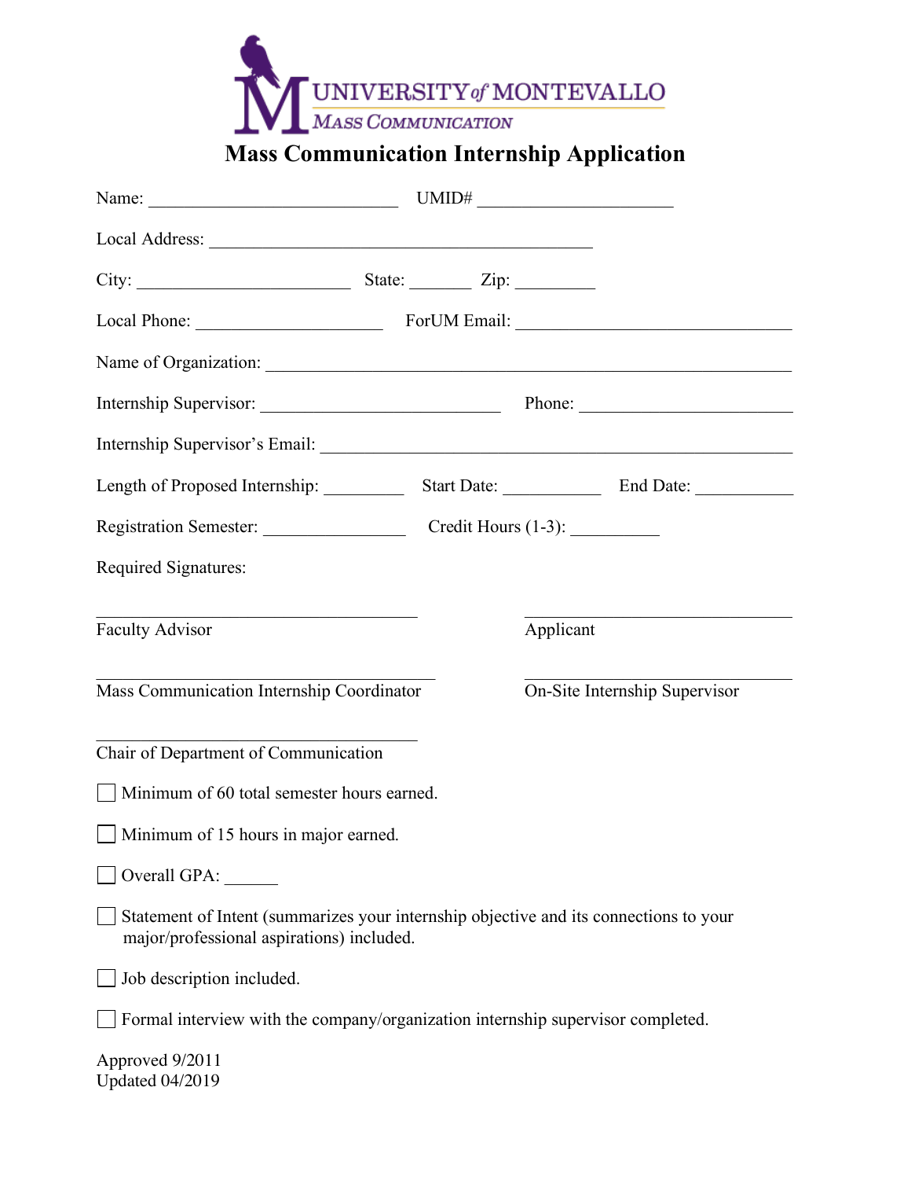UNIVERSITY of MONTEVALLO
MASS COMMUNICATION

# Mass Communication Internship Application

Name: ____________________________ UMID# ______________________

Local Address: ___________________________________________

City: _______________________ State: _______ Zip: _________

Local Phone: ____________________ ForUM Email: _______________________________

Name of Organization: ____________________________________________________________

Internship Supervisor: __________________________ Phone: _______________________

Internship Supervisor's Email: _____________________________________________________

Length of Proposed Internship: _________ Start Date: ___________ End Date: ___________

Registration Semester: _______________ Credit Hours (1-3): __________

Required Signatures:

____________________________________
Faculty Advisor

______________________________
Applicant

______________________________________
Mass Communication Internship Coordinator

______________________________
On-Site Internship Supervisor

____________________________________
Chair of Department of Communication

- [ ] Minimum of 60 total semester hours earned.
- [ ] Minimum of 15 hours in major earned.
- [ ] Overall GPA: ______
- [ ] Statement of Intent (summarizes your internship objective and its connections to your major/professional aspirations) included.
- [ ] Job description included.
- [ ] Formal interview with the company/organization internship supervisor completed.

Approved 9/2011
Updated 04/2019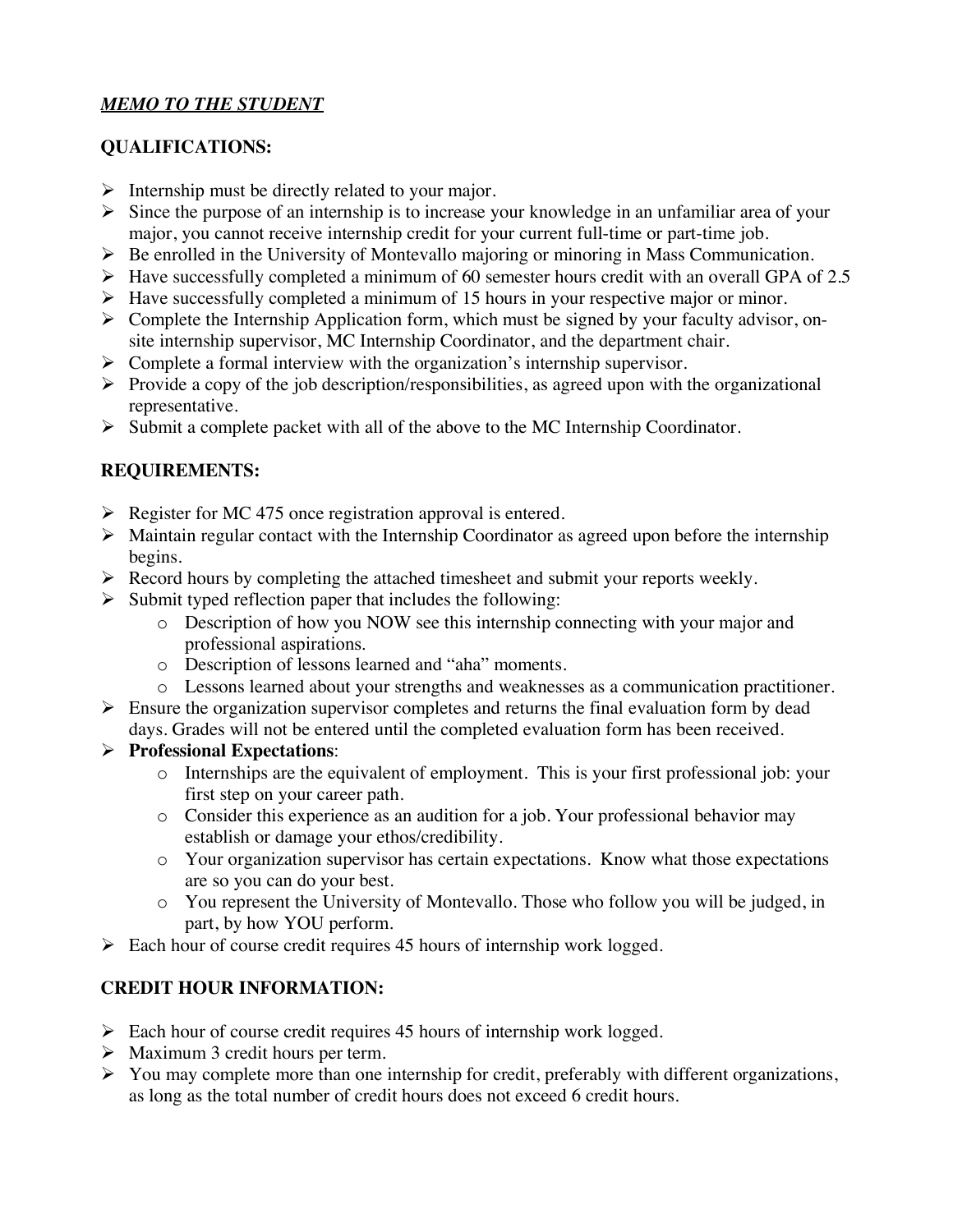***MEMO TO THE STUDENT***

## QUALIFICATIONS:

- Internship must be directly related to your major.
- Since the purpose of an internship is to increase your knowledge in an unfamiliar area of your major, you cannot receive internship credit for your current full-time or part-time job.
- Be enrolled in the University of Montevallo majoring or minoring in Mass Communication.
- Have successfully completed a minimum of 60 semester hours credit with an overall GPA of 2.5
- Have successfully completed a minimum of 15 hours in your respective major or minor.
- Complete the Internship Application form, which must be signed by your faculty advisor, on-site internship supervisor, MC Internship Coordinator, and the department chair.
- Complete a formal interview with the organization's internship supervisor.
- Provide a copy of the job description/responsibilities, as agreed upon with the organizational representative.
- Submit a complete packet with all of the above to the MC Internship Coordinator.

## REQUIREMENTS:

- Register for MC 475 once registration approval is entered.
- Maintain regular contact with the Internship Coordinator as agreed upon before the internship begins.
- Record hours by completing the attached timesheet and submit your reports weekly.
- Submit typed reflection paper that includes the following:
  - Description of how you NOW see this internship connecting with your major and professional aspirations.
  - Description of lessons learned and "aha" moments.
  - Lessons learned about your strengths and weaknesses as a communication practitioner.
- Ensure the organization supervisor completes and returns the final evaluation form by dead days. Grades will not be entered until the completed evaluation form has been received.
- **Professional Expectations**:
  - Internships are the equivalent of employment. This is your first professional job: your first step on your career path.
  - Consider this experience as an audition for a job. Your professional behavior may establish or damage your ethos/credibility.
  - Your organization supervisor has certain expectations. Know what those expectations are so you can do your best.
  - You represent the University of Montevallo. Those who follow you will be judged, in part, by how YOU perform.
- Each hour of course credit requires 45 hours of internship work logged.

## CREDIT HOUR INFORMATION:

- Each hour of course credit requires 45 hours of internship work logged.
- Maximum 3 credit hours per term.
- You may complete more than one internship for credit, preferably with different organizations, as long as the total number of credit hours does not exceed 6 credit hours.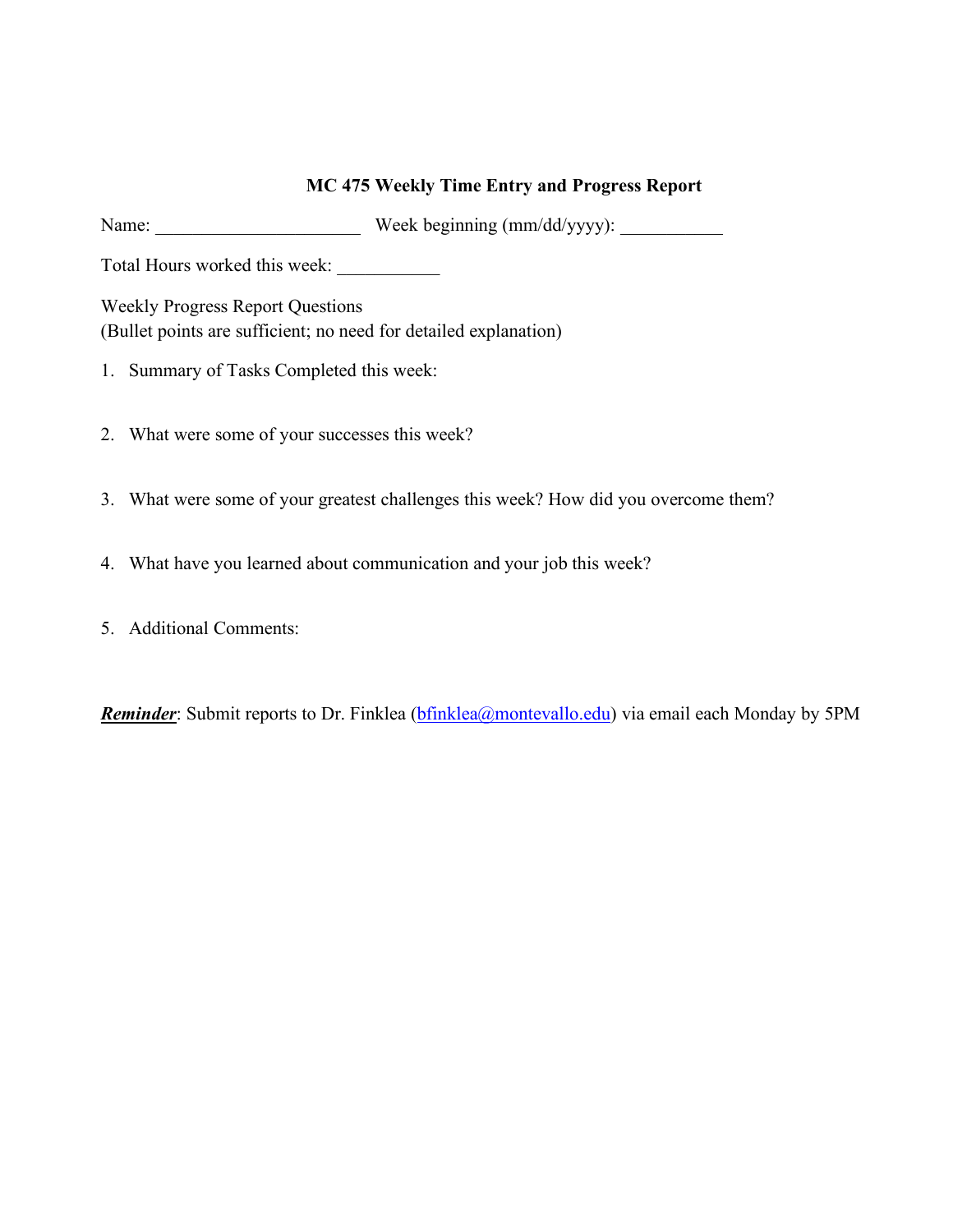**MC 475 Weekly Time Entry and Progress Report**

Name: ______________________ Week beginning (mm/dd/yyyy): ___________

Total Hours worked this week: ___________

Weekly Progress Report Questions
(Bullet points are sufficient; no need for detailed explanation)

1. Summary of Tasks Completed this week:

2. What were some of your successes this week?

3. What were some of your greatest challenges this week? How did you overcome them?

4. What have you learned about communication and your job this week?

5. Additional Comments:

***Reminder***: Submit reports to Dr. Finklea (bfinklea@montevallo.edu) via email each Monday by 5PM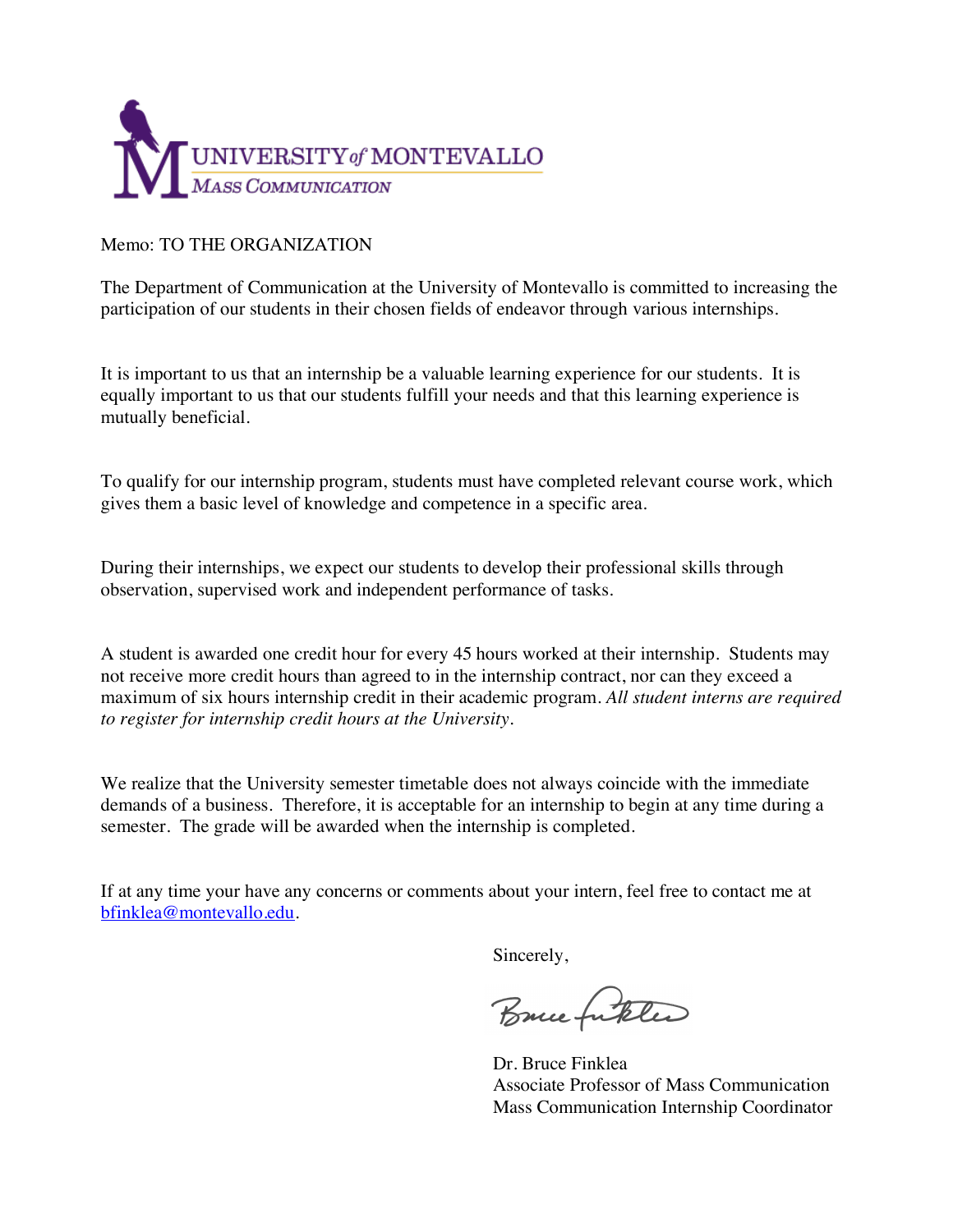UNIVERSITY *of* MONTEVALLO
*MASS COMMUNICATION*

Memo: TO THE ORGANIZATION

The Department of Communication at the University of Montevallo is committed to increasing the participation of our students in their chosen fields of endeavor through various internships.

It is important to us that an internship be a valuable learning experience for our students. It is equally important to us that our students fulfill your needs and that this learning experience is mutually beneficial.

To qualify for our internship program, students must have completed relevant course work, which gives them a basic level of knowledge and competence in a specific area.

During their internships, we expect our students to develop their professional skills through observation, supervised work and independent performance of tasks.

A student is awarded one credit hour for every 45 hours worked at their internship. Students may not receive more credit hours than agreed to in the internship contract, nor can they exceed a maximum of six hours internship credit in their academic program. *All student interns are required to register for internship credit hours at the University*.

We realize that the University semester timetable does not always coincide with the immediate demands of a business. Therefore, it is acceptable for an internship to begin at any time during a semester. The grade will be awarded when the internship is completed.

If at any time your have any concerns or comments about your intern, feel free to contact me at bfinklea@montevallo.edu.

Sincerely,

Dr. Bruce Finklea
Associate Professor of Mass Communication
Mass Communication Internship Coordinator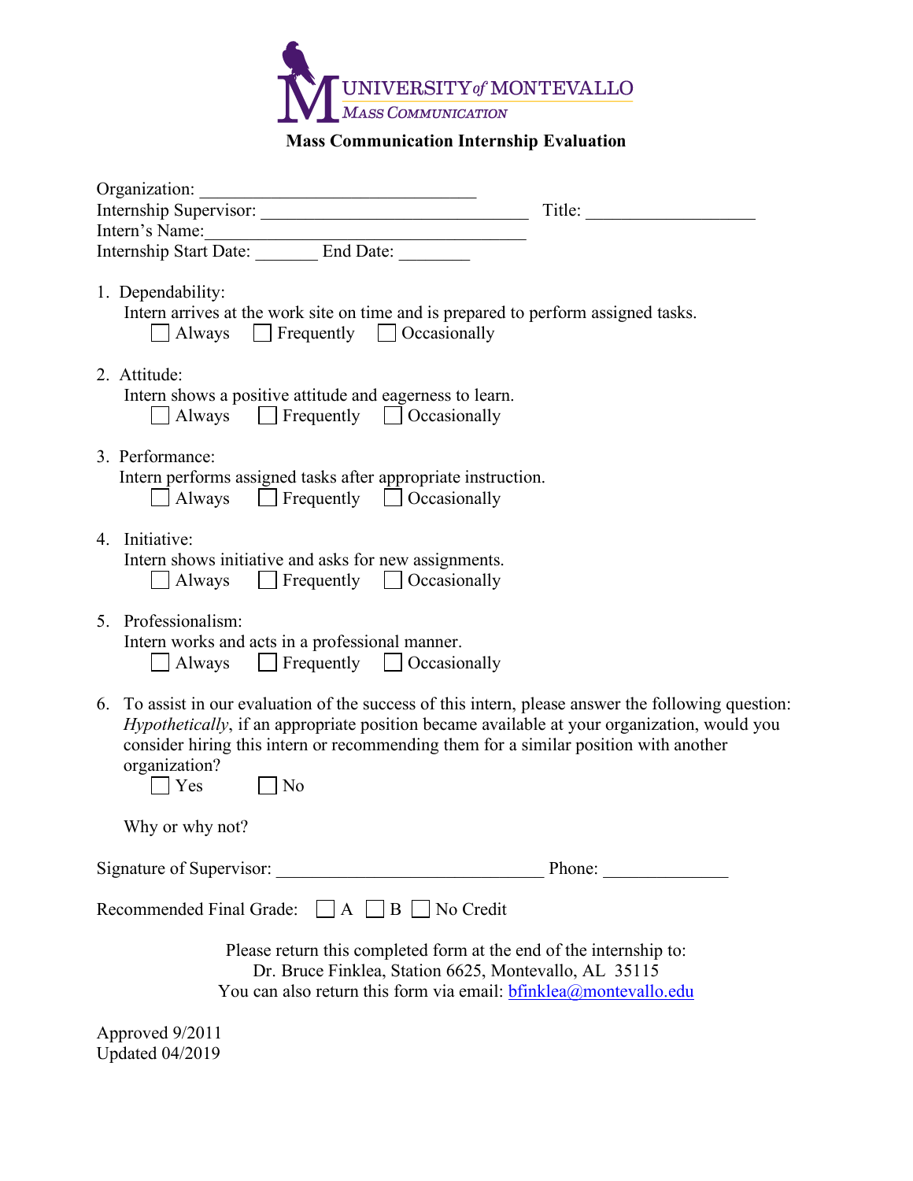UNIVERSITY of MONTEVALLO
MASS COMMUNICATION

**Mass Communication Internship Evaluation**

Organization: ______________________________
Internship Supervisor: ____________________________ Title: __________________
Intern's Name: ___________________________________
Internship Start Date: _______ End Date: ________

1. Dependability:
   Intern arrives at the work site on time and is prepared to perform assigned tasks.
   ☐ Always ☐ Frequently ☐ Occasionally

2. Attitude:
   Intern shows a positive attitude and eagerness to learn.
   ☐ Always ☐ Frequently ☐ Occasionally

3. Performance:
   Intern performs assigned tasks after appropriate instruction.
   ☐ Always ☐ Frequently ☐ Occasionally

4. Initiative:
   Intern shows initiative and asks for new assignments.
   ☐ Always ☐ Frequently ☐ Occasionally

5. Professionalism:
   Intern works and acts in a professional manner.
   ☐ Always ☐ Frequently ☐ Occasionally

6. To assist in our evaluation of the success of this intern, please answer the following question: *Hypothetically*, if an appropriate position became available at your organization, would you consider hiring this intern or recommending them for a similar position with another organization?
   ☐ Yes ☐ No

   Why or why not?

Signature of Supervisor: ____________________________ Phone: _____________

Recommended Final Grade: ☐ A ☐ B ☐ No Credit

Please return this completed form at the end of the internship to:
Dr. Bruce Finklea, Station 6625, Montevallo, AL 35115
You can also return this form via email: bfinklea@montevallo.edu

Approved 9/2011
Updated 04/2019